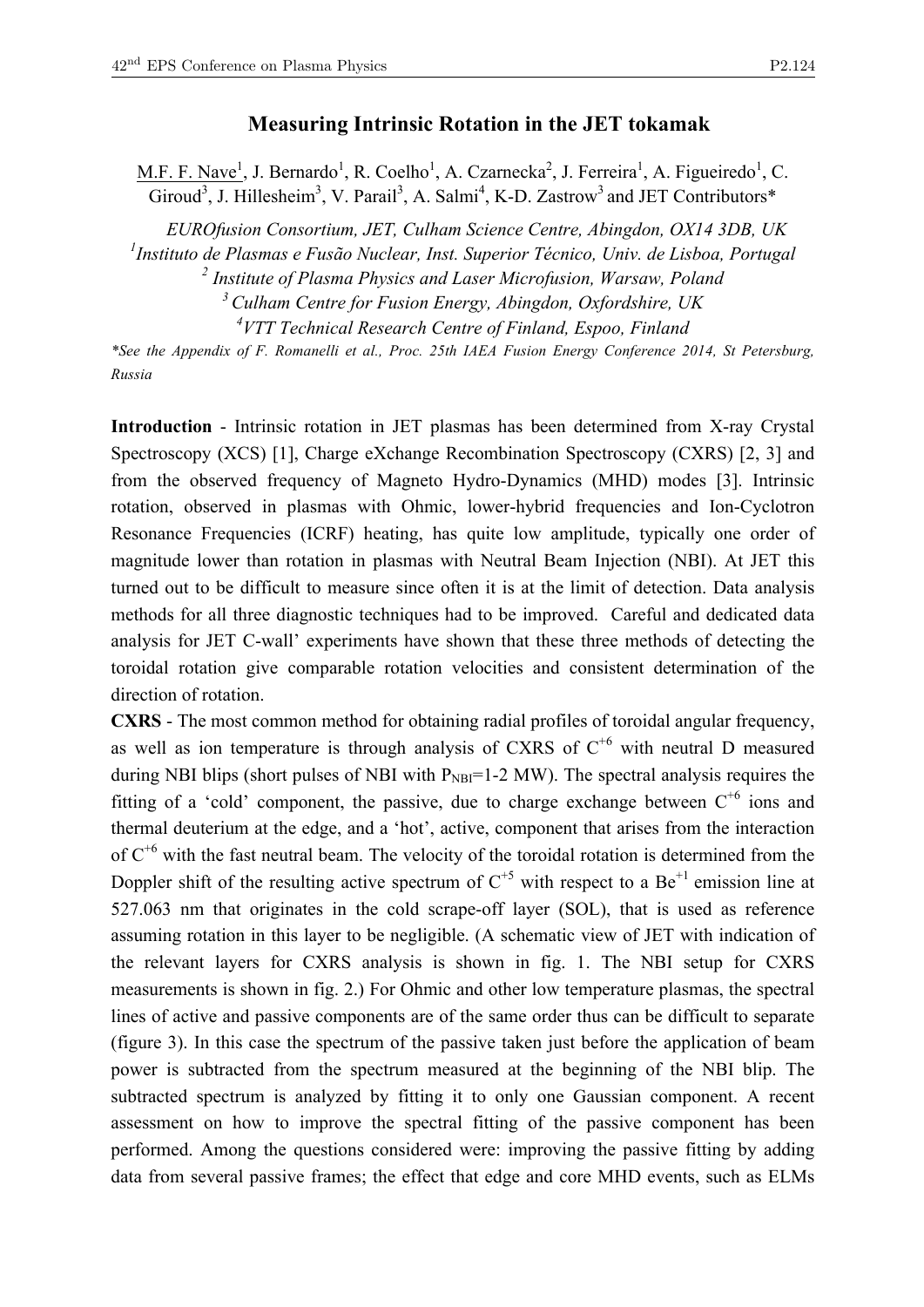# Measuring Intrinsic Rotation in the JET tokamak

M.F. F. Nave[1], J. Bernardo[1], R. Coelho[1], A. Czarnecka[2], J. Ferreira[1], A. Figueiredo[1], C. Giroud[3], J. Hillesheim[3], V. Parail[3], A. Salmi[4], K-D. Zastrow[3] and JET Contributors*

*EUROfusion Consortium, JET, Culham Science Centre, Abingdon, OX14 3DB, UK*

*[1]Instituto de Plasmas e Fusão Nuclear, Inst. Superior Técnico, Univ. de Lisboa, Portugal*

*[2] Institute of Plasma Physics and Laser Microfusion, Warsaw, Poland*

*[3] Culham Centre for Fusion Energy, Abingdon, Oxfordshire, UK*

*[4]VTT Technical Research Centre of Finland, Espoo, Finland*

*\*See the Appendix of F. Romanelli et al., Proc. 25th IAEA Fusion Energy Conference 2014, St Petersburg, Russia*

**Introduction** - Intrinsic rotation in JET plasmas has been determined from X-ray Crystal Spectroscopy (XCS) [1], Charge eXchange Recombination Spectroscopy (CXRS) [2, 3] and from the observed frequency of Magneto Hydro-Dynamics (MHD) modes [3]. Intrinsic rotation, observed in plasmas with Ohmic, lower-hybrid frequencies and Ion-Cyclotron Resonance Frequencies (ICRF) heating, has quite low amplitude, typically one order of magnitude lower than rotation in plasmas with Neutral Beam Injection (NBI). At JET this turned out to be difficult to measure since often it is at the limit of detection. Data analysis methods for all three diagnostic techniques had to be improved. Careful and dedicated data analysis for JET C-wall' experiments have shown that these three methods of detecting the toroidal rotation give comparable rotation velocities and consistent determination of the direction of rotation.

**CXRS** - The most common method for obtaining radial profiles of toroidal angular frequency, as well as ion temperature is through analysis of CXRS of $C^{+6}$ with neutral D measured during NBI blips (short pulses of NBI with $P_{NBI}$=1-2 MW). The spectral analysis requires the fitting of a 'cold' component, the passive, due to charge exchange between $C^{+6}$ ions and thermal deuterium at the edge, and a 'hot', active, component that arises from the interaction of $C^{+6}$ with the fast neutral beam. The velocity of the toroidal rotation is determined from the Doppler shift of the resulting active spectrum of $C^{+5}$ with respect to a $Be^{+1}$ emission line at 527.063 nm that originates in the cold scrape-off layer (SOL), that is used as reference assuming rotation in this layer to be negligible. (A schematic view of JET with indication of the relevant layers for CXRS analysis is shown in fig. 1. The NBI setup for CXRS measurements is shown in fig. 2.) For Ohmic and other low temperature plasmas, the spectral lines of active and passive components are of the same order thus can be difficult to separate (figure 3). In this case the spectrum of the passive taken just before the application of beam power is subtracted from the spectrum measured at the beginning of the NBI blip. The subtracted spectrum is analyzed by fitting it to only one Gaussian component. A recent assessment on how to improve the spectral fitting of the passive component has been performed. Among the questions considered were: improving the passive fitting by adding data from several passive frames; the effect that edge and core MHD events, such as ELMs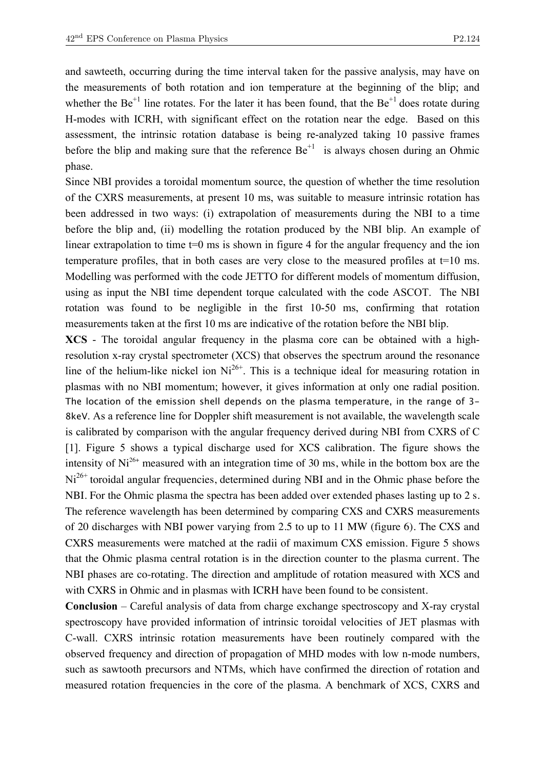and sawteeth, occurring during the time interval taken for the passive analysis, may have on the measurements of both rotation and ion temperature at the beginning of the blip; and whether the $Be^{+1}$ line rotates. For the later it has been found, that the $Be^{+1}$ does rotate during H-modes with ICRH, with significant effect on the rotation near the edge. Based on this assessment, the intrinsic rotation database is being re-analyzed taking 10 passive frames before the blip and making sure that the reference $Be^{+1}$ is always chosen during an Ohmic phase.

Since NBI provides a toroidal momentum source, the question of whether the time resolution of the CXRS measurements, at present 10 ms, was suitable to measure intrinsic rotation has been addressed in two ways: (i) extrapolation of measurements during the NBI to a time before the blip and, (ii) modelling the rotation produced by the NBI blip. An example of linear extrapolation to time t=0 ms is shown in figure 4 for the angular frequency and the ion temperature profiles, that in both cases are very close to the measured profiles at t=10 ms. Modelling was performed with the code JETTO for different models of momentum diffusion, using as input the NBI time dependent torque calculated with the code ASCOT. The NBI rotation was found to be negligible in the first 10-50 ms, confirming that rotation measurements taken at the first 10 ms are indicative of the rotation before the NBI blip.

**XCS** - The toroidal angular frequency in the plasma core can be obtained with a high-resolution x-ray crystal spectrometer (XCS) that observes the spectrum around the resonance line of the helium-like nickel ion $Ni^{26+}$. This is a technique ideal for measuring rotation in plasmas with no NBI momentum; however, it gives information at only one radial position. The location of the emission shell depends on the plasma temperature, in the range of 3-8keV. As a reference line for Doppler shift measurement is not available, the wavelength scale is calibrated by comparison with the angular frequency derived during NBI from CXRS of C [1]. Figure 5 shows a typical discharge used for XCS calibration. The figure shows the intensity of $Ni^{26+}$ measured with an integration time of 30 ms, while in the bottom box are the $Ni^{26+}$ toroidal angular frequencies, determined during NBI and in the Ohmic phase before the NBI. For the Ohmic plasma the spectra has been added over extended phases lasting up to 2 s. The reference wavelength has been determined by comparing CXS and CXRS measurements of 20 discharges with NBI power varying from 2.5 to up to 11 MW (figure 6). The CXS and CXRS measurements were matched at the radii of maximum CXS emission. Figure 5 shows that the Ohmic plasma central rotation is in the direction counter to the plasma current. The NBI phases are co-rotating. The direction and amplitude of rotation measured with XCS and with CXRS in Ohmic and in plasmas with ICRH have been found to be consistent.

**Conclusion** – Careful analysis of data from charge exchange spectroscopy and X-ray crystal spectroscopy have provided information of intrinsic toroidal velocities of JET plasmas with C-wall. CXRS intrinsic rotation measurements have been routinely compared with the observed frequency and direction of propagation of MHD modes with low n-mode numbers, such as sawtooth precursors and NTMs, which have confirmed the direction of rotation and measured rotation frequencies in the core of the plasma. A benchmark of XCS, CXRS and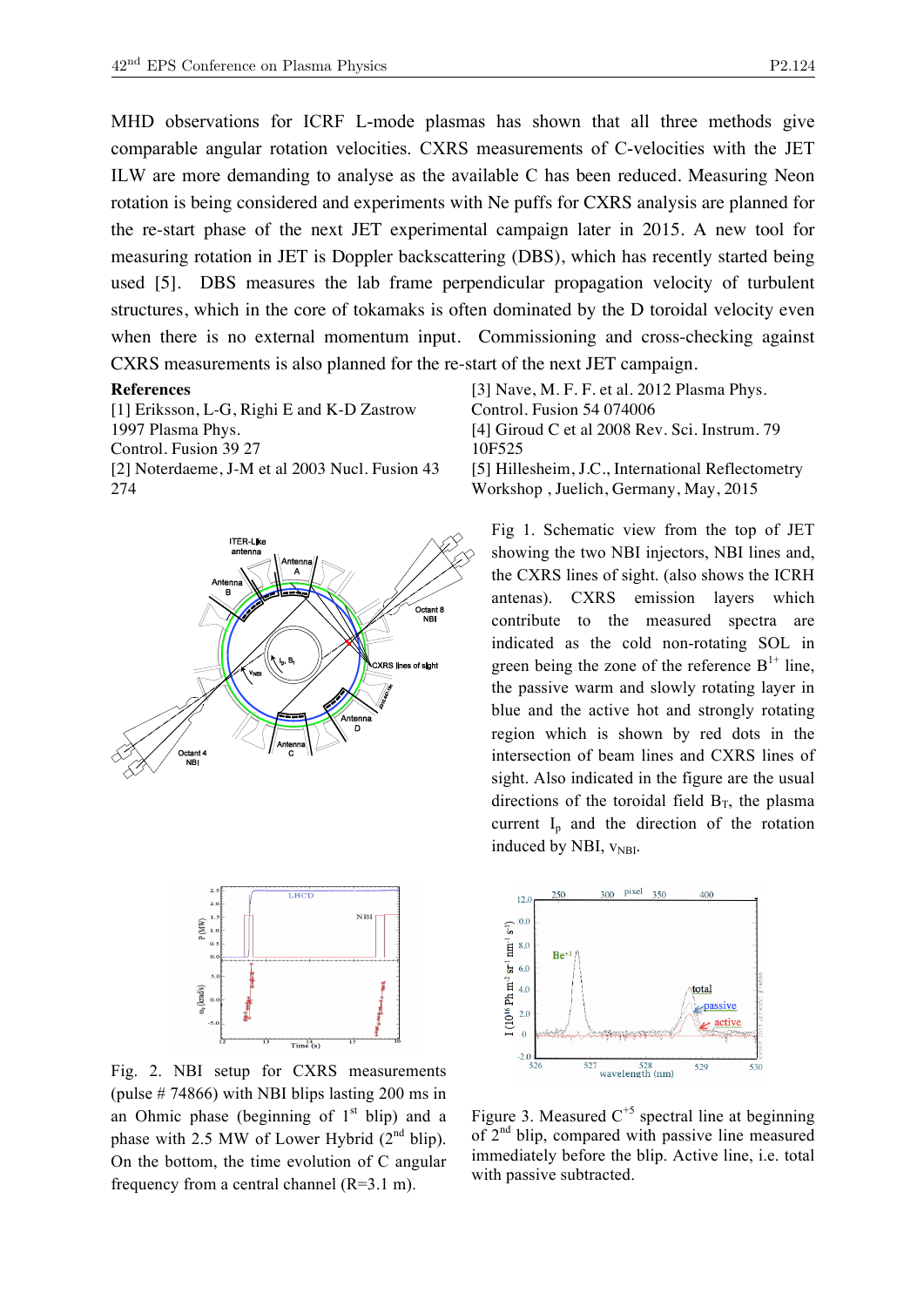MHD observations for ICRF L-mode plasmas has shown that all three methods give comparable angular rotation velocities. CXRS measurements of C-velocities with the JET ILW are more demanding to analyse as the available C has been reduced. Measuring Neon rotation is being considered and experiments with Ne puffs for CXRS analysis are planned for the re-start phase of the next JET experimental campaign later in 2015. A new tool for measuring rotation in JET is Doppler backscattering (DBS), which has recently started being used [5]. DBS measures the lab frame perpendicular propagation velocity of turbulent structures, which in the core of tokamaks is often dominated by the D toroidal velocity even when there is no external momentum input. Commissioning and cross-checking against CXRS measurements is also planned for the re-start of the next JET campaign.

**References**

[1] Eriksson, L-G, Righi E and K-D Zastrow 1997 Plasma Phys. Control. Fusion 39 27

[2] Noterdaeme, J-M et al 2003 Nucl. Fusion 43 274

[3] Nave, M. F. F. et al. 2012 Plasma Phys. Control. Fusion 54 074006

[4] Giroud C et al 2008 Rev. Sci. Instrum. 79 10F525

[5] Hillesheim, J.C., International Reflectometry Workshop , Juelich, Germany, May, 2015

Fig 1. Schematic view from the top of JET showing the two NBI injectors, NBI lines and, the CXRS lines of sight. (also shows the ICRH antenas). CXRS emission layers which contribute to the measured spectra are indicated as the cold non-rotating SOL in green being the zone of the reference $B^{1+}$ line, the passive warm and slowly rotating layer in blue and the active hot and strongly rotating region which is shown by red dots in the intersection of beam lines and CXRS lines of sight. Also indicated in the figure are the usual directions of the toroidal field $B_T$, the plasma current $I_p$ and the direction of the rotation induced by NBI, $v_{NBI}$.

Fig. 2. NBI setup for CXRS measurements (pulse # 74866) with NBI blips lasting 200 ms in an Ohmic phase (beginning of 1st blip) and a phase with 2.5 MW of Lower Hybrid (2nd blip). On the bottom, the time evolution of C angular frequency from a central channel (R=3.1 m).

Figure 3. Measured $C^{+5}$ spectral line at beginning of 2nd blip, compared with passive line measured immediately before the blip. Active line, i.e. total with passive subtracted.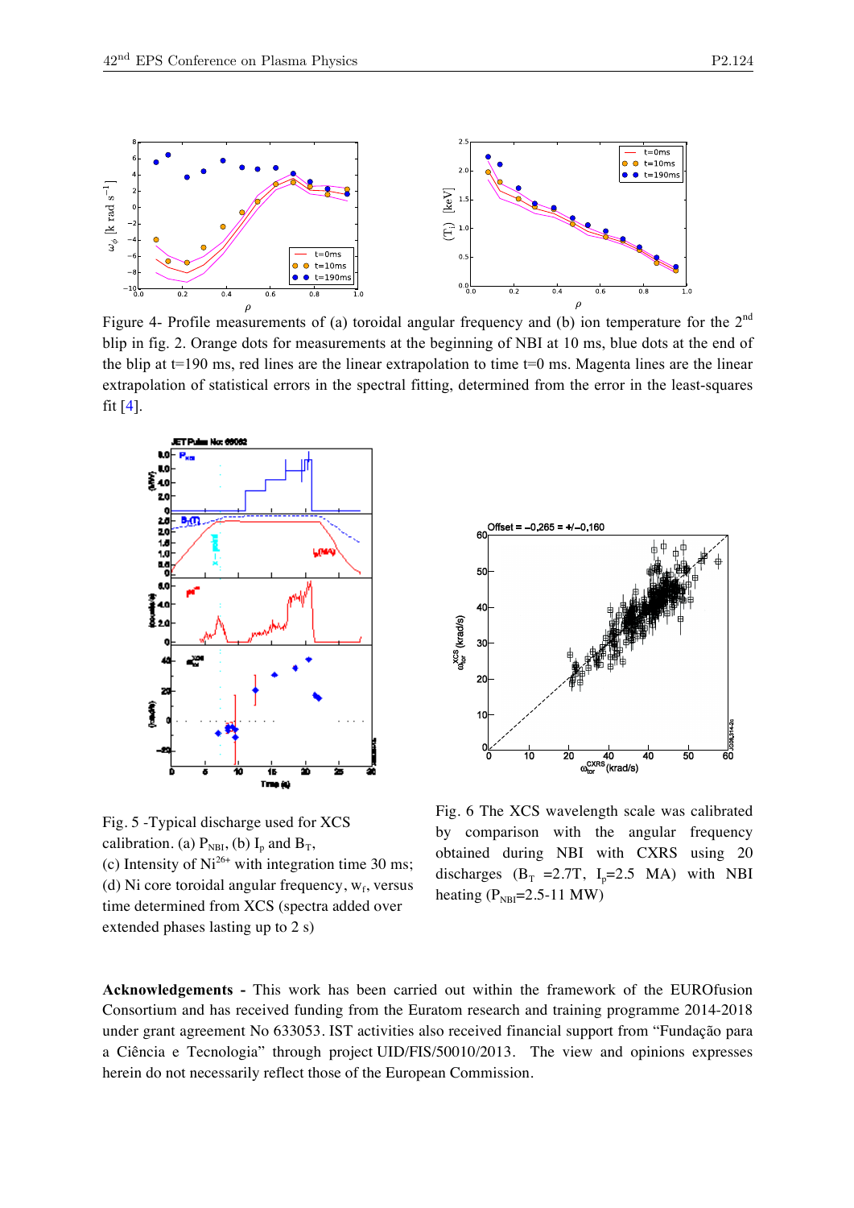$\omega_\phi$ [k rad s$^{-1}$]

$\rho$

t=0ms
t=10ms
t=190ms

$\langle T_i \rangle$ [keV]

$\rho$

t=0ms
t=10ms
t=190ms

Figure 4- Profile measurements of (a) toroidal angular frequency and (b) ion temperature for the 2[nd] blip in fig. 2. Orange dots for measurements at the beginning of NBI at 10 ms, blue dots at the end of the blip at t=190 ms, red lines are the linear extrapolation to time t=0 ms. Magenta lines are the linear extrapolation of statistical errors in the spectral fitting, determined from the error in the least-squares fit [4].

JET Pulse No: 69062

Time (s)

Offset = −0.265 = +/−0.160

$\omega_{tor}^{XCS}$ (krad/s)

$\omega_{tor}^{CXRS}$ (krad/s)

Fig. 5 -Typical discharge used for XCS calibration. (a) $P_{NBI}$, (b) $I_p$ and $B_T$, (c) Intensity of $Ni^{26+}$ with integration time 30 ms; (d) Ni core toroidal angular frequency, $w_f$, versus time determined from XCS (spectra added over extended phases lasting up to 2 s)

Fig. 6 The XCS wavelength scale was calibrated by comparison with the angular frequency obtained during NBI with CXRS using 20 discharges ($B_T$ =2.7T, $I_p$=2.5 MA) with NBI heating ($P_{NBI}$=2.5-11 MW)

**Acknowledgements -** This work has been carried out within the framework of the EUROfusion Consortium and has received funding from the Euratom research and training programme 2014-2018 under grant agreement No 633053. IST activities also received financial support from "Fundação para a Ciência e Tecnologia" through project UID/FIS/50010/2013. The view and opinions expresses herein do not necessarily reflect those of the European Commission.